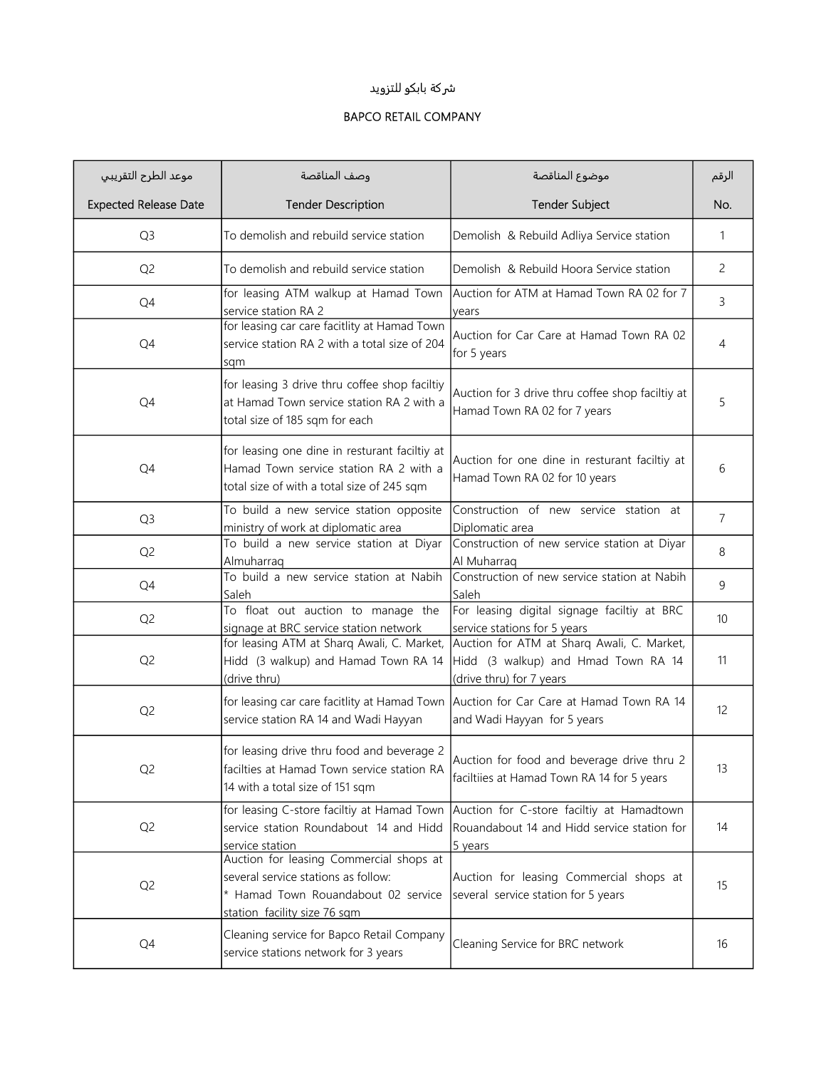شركة بابكو للتزويد

BAPCO RETAIL COMPANY

| موعد الطرح التقريبي<br>Expected Release Date | وصف المناقصة<br>Tender Description | موضوع المناقصة<br>Tender Subject | الرقم<br>No. |
|---|---|---|---|
| Q3 | To demolish and rebuild service station | Demolish & Rebuild Adliya Service station | 1 |
| Q2 | To demolish and rebuild service station | Demolish & Rebuild Hoora Service station | 2 |
| Q4 | for leasing ATM walkup at Hamad Town service station RA 2 | Auction for ATM at Hamad Town RA 02 for 7 years | 3 |
| Q4 | for leasing car care facitlity at Hamad Town service station RA 2 with a total size of 204 sqm | Auction for Car Care at Hamad Town RA 02 for 5 years | 4 |
| Q4 | for leasing 3 drive thru coffee shop faciltiy at Hamad Town service station RA 2 with a total size of 185 sqm for each | Auction for 3 drive thru coffee shop faciltiy at Hamad Town RA 02 for 7 years | 5 |
| Q4 | for leasing one dine in resturant faciltiy at Hamad Town service station RA 2 with a total size of with a total size of 245 sqm | Auction for one dine in resturant faciltiy at Hamad Town RA 02 for 10 years | 6 |
| Q3 | To build a new service station opposite ministry of work at diplomatic area | Construction of new service station at Diplomatic area | 7 |
| Q2 | To build a new service station at Diyar Almuharraq | Construction of new service station at Diyar Al Muharraq | 8 |
| Q4 | To build a new service station at Nabih Saleh | Construction of new service station at Nabih Saleh | 9 |
| Q2 | To float out auction to manage the signage at BRC service station network | For leasing digital signage faciltiy at BRC service stations for 5 years | 10 |
| Q2 | for leasing ATM at Sharq Awali, C. Market, Hidd (3 walkup) and Hamad Town RA 14 (drive thru) | Auction for ATM at Sharq Awali, C. Market, Hidd (3 walkup) and Hmad Town RA 14 (drive thru) for 7 years | 11 |
| Q2 | for leasing car care facitlity at Hamad Town service station RA 14 and Wadi Hayyan | Auction for Car Care at Hamad Town RA 14 and Wadi Hayyan for 5 years | 12 |
| Q2 | for leasing drive thru food and beverage 2 facilties at Hamad Town service station RA 14 with a total size of 151 sqm | Auction for food and beverage drive thru 2 faciltiies at Hamad Town RA 14 for 5 years | 13 |
| Q2 | for leasing C-store faciltiy at Hamad Town service station Roundabout 14 and Hidd service station | Auction for C-store faciltiy at Hamadtown Rouandabout 14 and Hidd service station for 5 years | 14 |
| Q2 | Auction for leasing Commercial shops at several service stations as follow:<br>* Hamad Town Rouandabout 02 service station facility size 76 sqm | Auction for leasing Commercial shops at several service station for 5 years | 15 |
| Q4 | Cleaning service for Bapco Retail Company service stations network for 3 years | Cleaning Service for BRC network | 16 |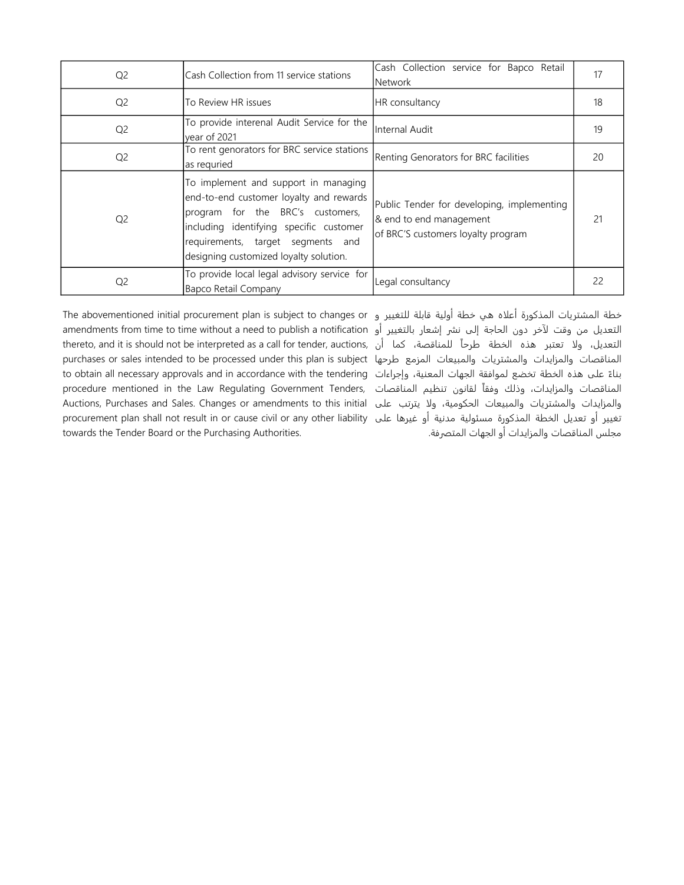| | | | |
|---|---|---|---|
| Q2 | Cash Collection from 11 service stations | Cash Collection service for Bapco Retail Network | 17 |
| Q2 | To Review HR issues | HR consultancy | 18 |
| Q2 | To provide interenal Audit Service for the year of 2021 | Internal Audit | 19 |
| Q2 | To rent genorators for BRC service stations as requried | Renting Genorators for BRC facilities | 20 |
| Q2 | To implement and support in managing end-to-end customer loyalty and rewards program for the BRC's customers, including identifying specific customer requirements, target segments and designing customized loyalty solution. | Public Tender for developing, implementing & end to end management of BRC'S customers loyalty program | 21 |
| Q2 | To provide local legal advisory service for Bapco Retail Company | Legal consultancy | 22 |

The abovementioned initial procurement plan is subject to changes or amendments from time to time without a need to publish a notification thereto, and it is should not be interpreted as a call for tender, auctions, purchases or sales intended to be processed under this plan is subject to obtain all necessary approvals and in accordance with the tendering procedure mentioned in the Law Regulating Government Tenders, Auctions, Purchases and Sales. Changes or amendments to this initial procurement plan shall not result in or cause civil or any other liability towards the Tender Board or the Purchasing Authorities.

خطة المشتريات المذكورة أعلاه هي خطة أولية قابلة للتغيير و التعديل من وقت لآخر دون الحاجة إلى نشر إشعار بالتغيير أو التعديل، ولا تعتبر هذه الخطة طرحاً للمناقصة، كما أن المناقصات والمزايدات والمشتريات والمبيعات المزمع طرحها بناءً على هذه الخطة تخضع لموافقة الجهات المعنية، وإجراءات المناقصات والمزايدات، وذلك وفقاً لقانون تنظيم المناقصات والمزايدات والمشتريات والمبيعات الحكومية، ولا يترتب على تغيير أو تعديل الخطة المذكورة مسئولية مدنية أو غيرها على مجلس المناقصات والمزايدات أو الجهات المتصرفة.